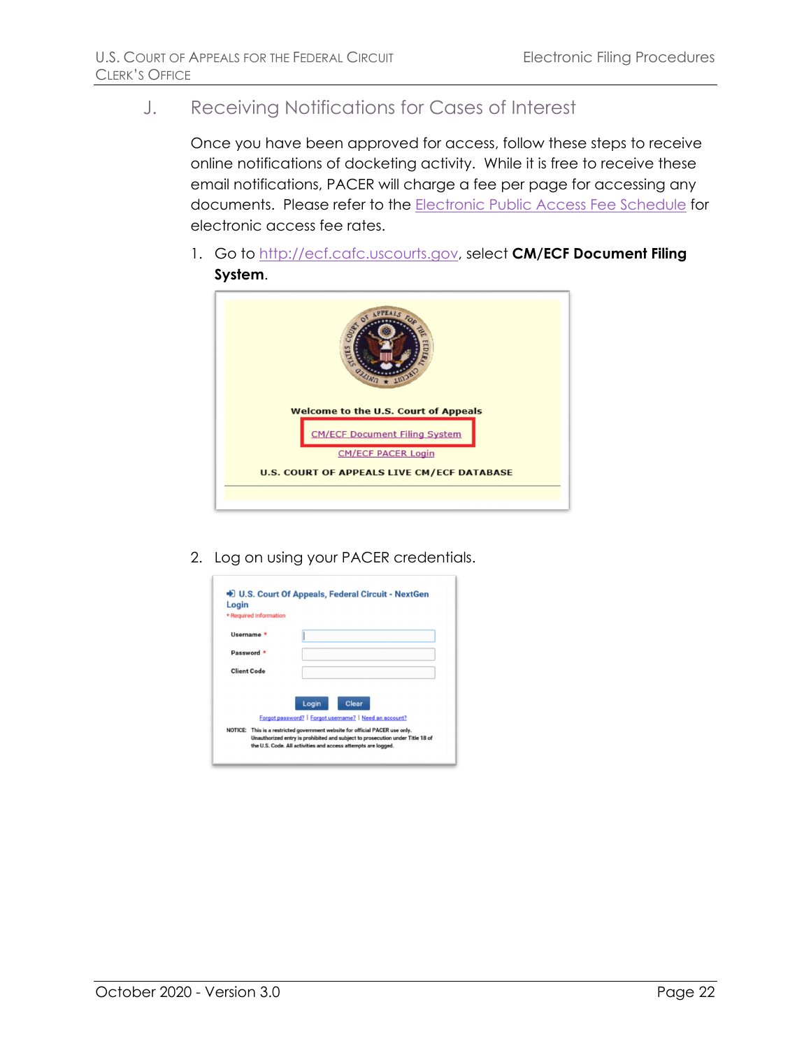## J. Receiving Notifications for Cases of Interest

Once you have been approved for access, follow these steps to receive online notifications of docketing activity. While it is free to receive these email notifications, PACER will charge a fee per page for accessing any documents. Please refer to the Electronic Public Access Fee Schedule for electronic access fee rates.

1. Go to http://ecf.cafc.uscourts.gov, select **CM/ECF Document Filing System**.

2. Log on using your PACER credentials.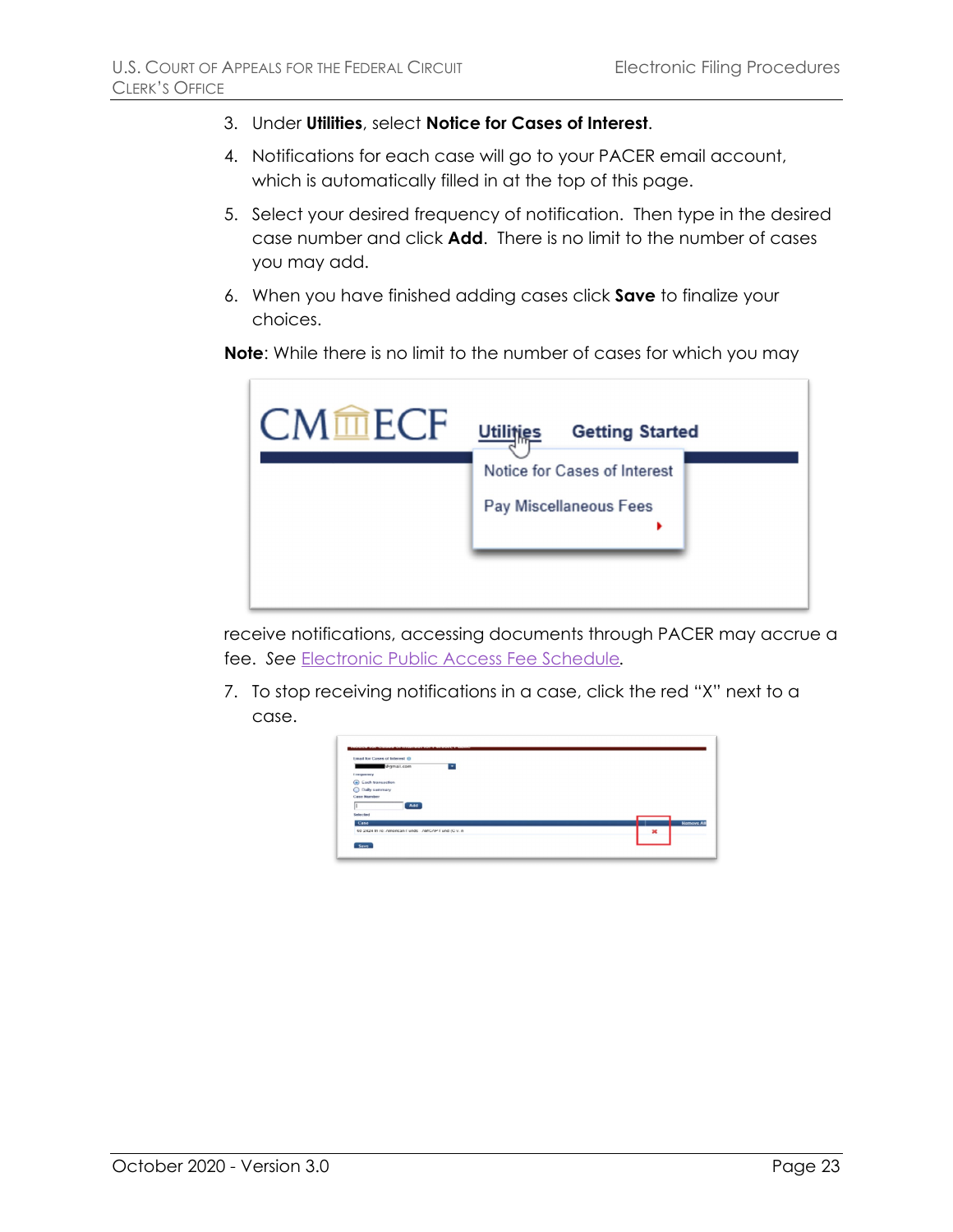3. Under **Utilities**, select **Notice for Cases of Interest**.
4. Notifications for each case will go to your PACER email account, which is automatically filled in at the top of this page.
5. Select your desired frequency of notification. Then type in the desired case number and click **Add**. There is no limit to the number of cases you may add.
6. When you have finished adding cases click **Save** to finalize your choices.

**Note**: While there is no limit to the number of cases for which you may receive notifications, accessing documents through PACER may accrue a fee. *See* Electronic Public Access Fee Schedule.

7. To stop receiving notifications in a case, click the red "X" next to a case.